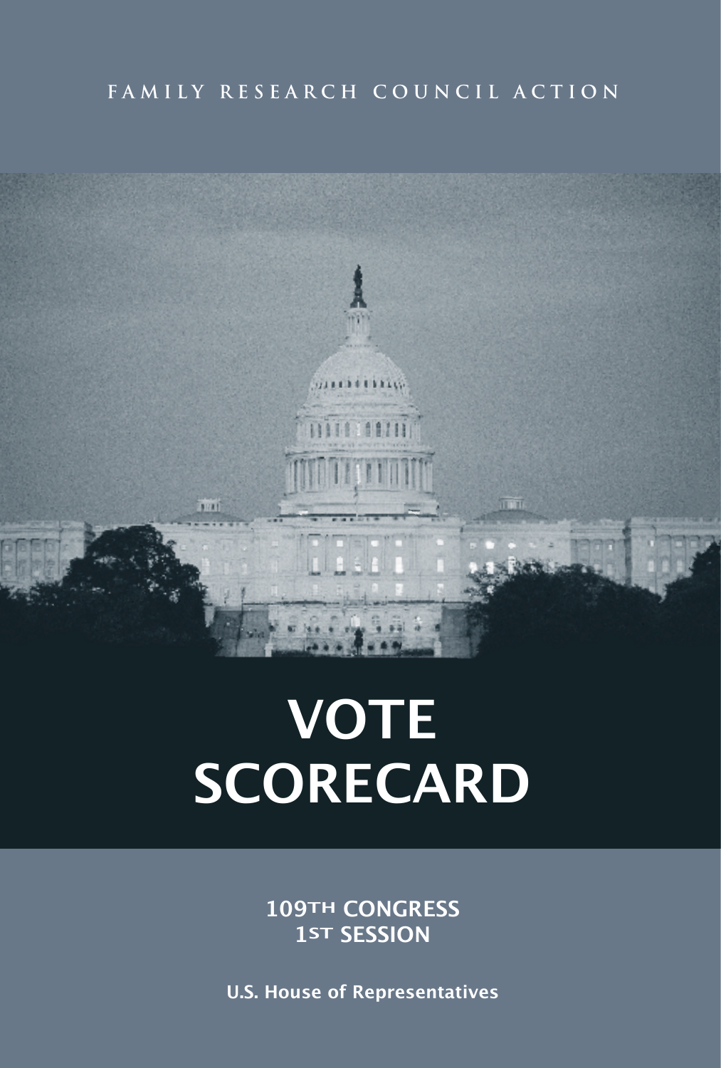FAMILY RESEARCH COUNCIL ACTION

# VOTE SCORECARD

**109TH CONGRESS**
**1ST SESSION**

**U.S. House of Representatives**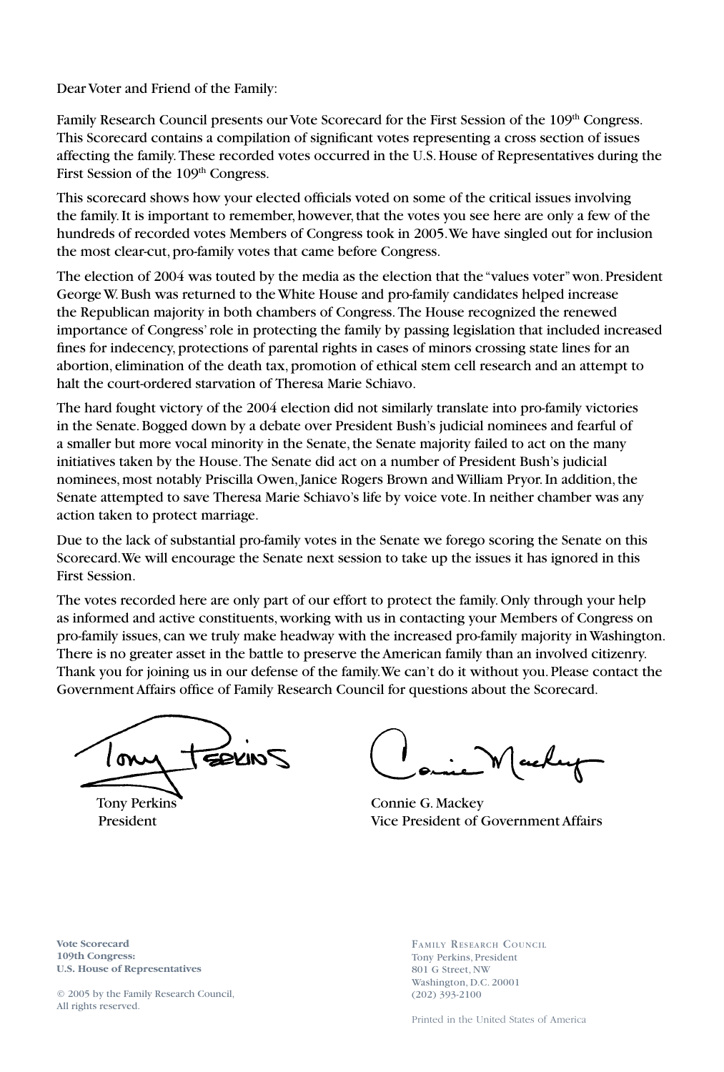Dear Voter and Friend of the Family:

Family Research Council presents our Vote Scorecard for the First Session of the 109th Congress. This Scorecard contains a compilation of significant votes representing a cross section of issues affecting the family. These recorded votes occurred in the U.S. House of Representatives during the First Session of the 109th Congress.

This scorecard shows how your elected officials voted on some of the critical issues involving the family. It is important to remember, however, that the votes you see here are only a few of the hundreds of recorded votes Members of Congress took in 2005. We have singled out for inclusion the most clear-cut, pro-family votes that came before Congress.

The election of 2004 was touted by the media as the election that the "values voter" won. President George W. Bush was returned to the White House and pro-family candidates helped increase the Republican majority in both chambers of Congress. The House recognized the renewed importance of Congress' role in protecting the family by passing legislation that included increased fines for indecency, protections of parental rights in cases of minors crossing state lines for an abortion, elimination of the death tax, promotion of ethical stem cell research and an attempt to halt the court-ordered starvation of Theresa Marie Schiavo.

The hard fought victory of the 2004 election did not similarly translate into pro-family victories in the Senate. Bogged down by a debate over President Bush's judicial nominees and fearful of a smaller but more vocal minority in the Senate, the Senate majority failed to act on the many initiatives taken by the House. The Senate did act on a number of President Bush's judicial nominees, most notably Priscilla Owen, Janice Rogers Brown and William Pryor. In addition, the Senate attempted to save Theresa Marie Schiavo's life by voice vote. In neither chamber was any action taken to protect marriage.

Due to the lack of substantial pro-family votes in the Senate we forego scoring the Senate on this Scorecard. We will encourage the Senate next session to take up the issues it has ignored in this First Session.

The votes recorded here are only part of our effort to protect the family. Only through your help as informed and active constituents, working with us in contacting your Members of Congress on pro-family issues, can we truly make headway with the increased pro-family majority in Washington. There is no greater asset in the battle to preserve the American family than an involved citizenry. Thank you for joining us in our defense of the family. We can't do it without you. Please contact the Government Affairs office of Family Research Council for questions about the Scorecard.

Tony Perkins
President

Connie G. Mackey
Vice President of Government Affairs

**Vote Scorecard**
**109th Congress:**
**U.S. House of Representatives**

© 2005 by the Family Research Council,
All rights reserved.

FAMILY RESEARCH COUNCIL
Tony Perkins, President
801 G Street, NW
Washington, D.C. 20001
(202) 393-2100

Printed in the United States of America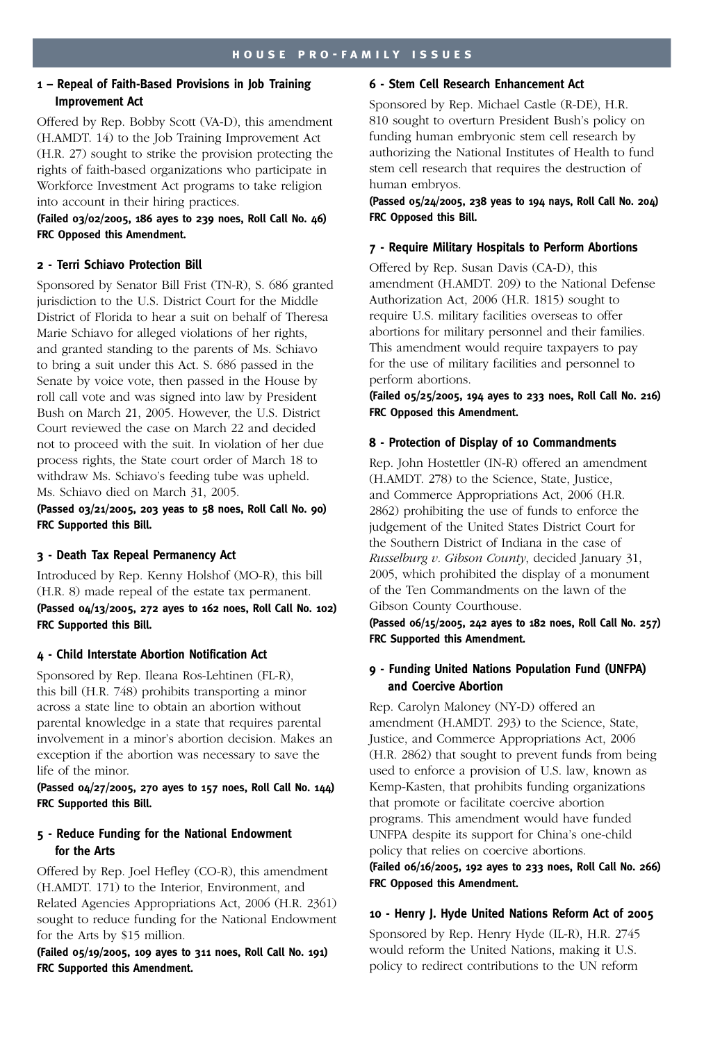## HOUSE PRO-FAMILY ISSUES

### 1 – Repeal of Faith-Based Provisions in Job Training Improvement Act

Offered by Rep. Bobby Scott (VA-D), this amendment (H.AMDT. 14) to the Job Training Improvement Act (H.R. 27) sought to strike the provision protecting the rights of faith-based organizations who participate in Workforce Investment Act programs to take religion into account in their hiring practices.

**(Failed 03/02/2005, 186 ayes to 239 noes, Roll Call No. 46)**
**FRC Opposed this Amendment.**

### 2 - Terri Schiavo Protection Bill

Sponsored by Senator Bill Frist (TN-R), S. 686 granted jurisdiction to the U.S. District Court for the Middle District of Florida to hear a suit on behalf of Theresa Marie Schiavo for alleged violations of her rights, and granted standing to the parents of Ms. Schiavo to bring a suit under this Act. S. 686 passed in the Senate by voice vote, then passed in the House by roll call vote and was signed into law by President Bush on March 21, 2005. However, the U.S. District Court reviewed the case on March 22 and decided not to proceed with the suit. In violation of her due process rights, the State court order of March 18 to withdraw Ms. Schiavo's feeding tube was upheld. Ms. Schiavo died on March 31, 2005.

**(Passed 03/21/2005, 203 yeas to 58 noes, Roll Call No. 90)**
**FRC Supported this Bill.**

### 3 - Death Tax Repeal Permanency Act

Introduced by Rep. Kenny Holshof (MO-R), this bill (H.R. 8) made repeal of the estate tax permanent.

**(Passed 04/13/2005, 272 ayes to 162 noes, Roll Call No. 102)**
**FRC Supported this Bill.**

### 4 - Child Interstate Abortion Notification Act

Sponsored by Rep. Ileana Ros-Lehtinen (FL-R), this bill (H.R. 748) prohibits transporting a minor across a state line to obtain an abortion without parental knowledge in a state that requires parental involvement in a minor's abortion decision. Makes an exception if the abortion was necessary to save the life of the minor.

**(Passed 04/27/2005, 270 ayes to 157 noes, Roll Call No. 144)**
**FRC Supported this Bill.**

### 5 - Reduce Funding for the National Endowment for the Arts

Offered by Rep. Joel Hefley (CO-R), this amendment (H.AMDT. 171) to the Interior, Environment, and Related Agencies Appropriations Act, 2006 (H.R. 2361) sought to reduce funding for the National Endowment for the Arts by $15 million.

**(Failed 05/19/2005, 109 ayes to 311 noes, Roll Call No. 191)**
**FRC Supported this Amendment.**

### 6 - Stem Cell Research Enhancement Act

Sponsored by Rep. Michael Castle (R-DE), H.R. 810 sought to overturn President Bush's policy on funding human embryonic stem cell research by authorizing the National Institutes of Health to fund stem cell research that requires the destruction of human embryos.

**(Passed 05/24/2005, 238 yeas to 194 nays, Roll Call No. 204)**
**FRC Opposed this Bill.**

### 7 - Require Military Hospitals to Perform Abortions

Offered by Rep. Susan Davis (CA-D), this amendment (H.AMDT. 209) to the National Defense Authorization Act, 2006 (H.R. 1815) sought to require U.S. military facilities overseas to offer abortions for military personnel and their families. This amendment would require taxpayers to pay for the use of military facilities and personnel to perform abortions.

**(Failed 05/25/2005, 194 ayes to 233 noes, Roll Call No. 216)**
**FRC Opposed this Amendment.**

### 8 - Protection of Display of 10 Commandments

Rep. John Hostettler (IN-R) offered an amendment (H.AMDT. 278) to the Science, State, Justice, and Commerce Appropriations Act, 2006 (H.R. 2862) prohibiting the use of funds to enforce the judgement of the United States District Court for the Southern District of Indiana in the case of *Russelburg v. Gibson County*, decided January 31, 2005, which prohibited the display of a monument of the Ten Commandments on the lawn of the Gibson County Courthouse.

**(Passed 06/15/2005, 242 ayes to 182 noes, Roll Call No. 257)**
**FRC Supported this Amendment.**

### 9 - Funding United Nations Population Fund (UNFPA) and Coercive Abortion

Rep. Carolyn Maloney (NY-D) offered an amendment (H.AMDT. 293) to the Science, State, Justice, and Commerce Appropriations Act, 2006 (H.R. 2862) that sought to prevent funds from being used to enforce a provision of U.S. law, known as Kemp-Kasten, that prohibits funding organizations that promote or facilitate coercive abortion programs. This amendment would have funded UNFPA despite its support for China's one-child policy that relies on coercive abortions.

**(Failed 06/16/2005, 192 ayes to 233 noes, Roll Call No. 266)**
**FRC Opposed this Amendment.**

### 10 - Henry J. Hyde United Nations Reform Act of 2005

Sponsored by Rep. Henry Hyde (IL-R), H.R. 2745 would reform the United Nations, making it U.S. policy to redirect contributions to the UN reform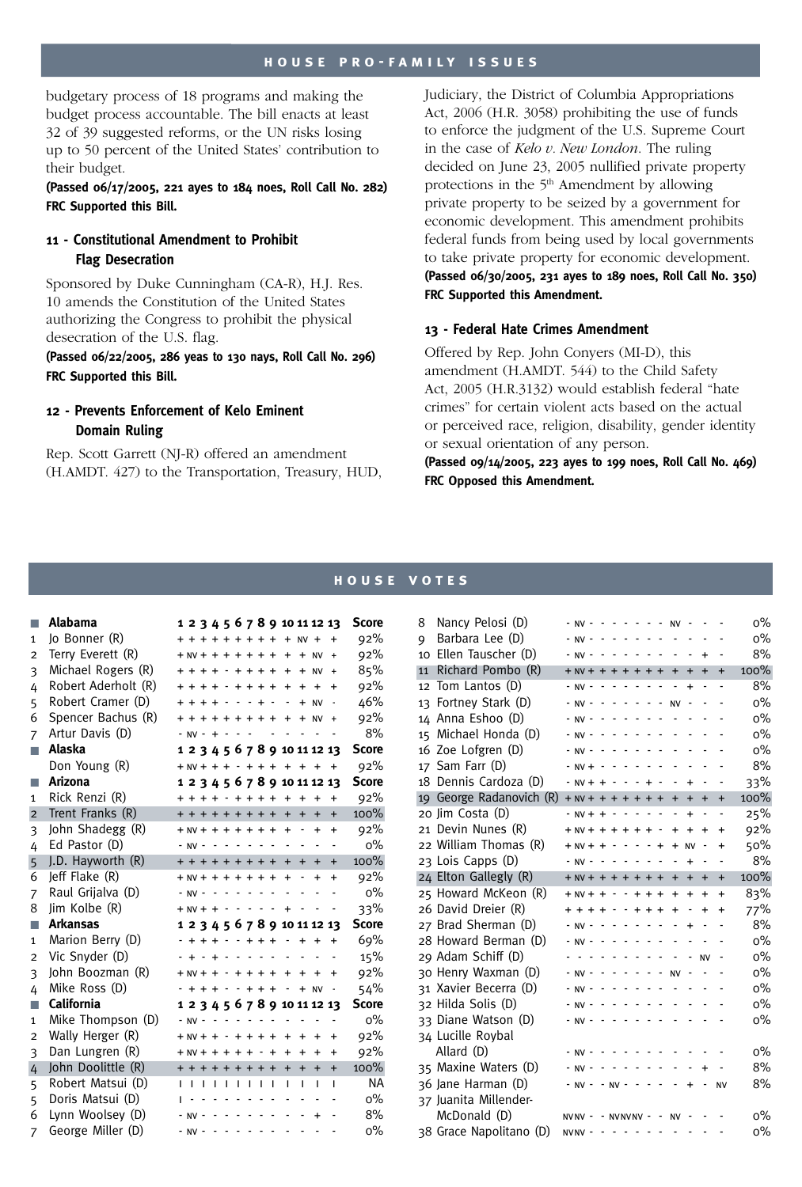budgetary process of 18 programs and making the budget process accountable. The bill enacts at least 32 of 39 suggested reforms, or the UN risks losing up to 50 percent of the United States' contribution to their budget.

**(Passed 06/17/2005, 221 ayes to 184 noes, Roll Call No. 282)**
**FRC Supported this Bill.**

### 11 - Constitutional Amendment to Prohibit Flag Desecration

Sponsored by Duke Cunningham (CA-R), H.J. Res. 10 amends the Constitution of the United States authorizing the Congress to prohibit the physical desecration of the U.S. flag.

**(Passed 06/22/2005, 286 yeas to 130 nays, Roll Call No. 296)**
**FRC Supported this Bill.**

### 12 - Prevents Enforcement of Kelo Eminent Domain Ruling

Rep. Scott Garrett (NJ-R) offered an amendment (H.AMDT. 427) to the Transportation, Treasury, HUD, Judiciary, the District of Columbia Appropriations Act, 2006 (H.R. 3058) prohibiting the use of funds to enforce the judgment of the U.S. Supreme Court in the case of *Kelo v. New London*. The ruling decided on June 23, 2005 nullified private property protections in the 5th Amendment by allowing private property to be seized by a government for economic development. This amendment prohibits federal funds from being used by local governments to take private property for economic development.

**(Passed 06/30/2005, 231 ayes to 189 noes, Roll Call No. 350)**
**FRC Supported this Amendment.**

### 13 - Federal Hate Crimes Amendment

Offered by Rep. John Conyers (MI-D), this amendment (H.AMDT. 544) to the Child Safety Act, 2005 (H.R.3132) would establish federal "hate crimes" for certain violent acts based on the actual or perceived race, religion, disability, gender identity or sexual orientation of any person.

**(Passed 09/14/2005, 223 ayes to 199 noes, Roll Call No. 469)**
**FRC Opposed this Amendment.**

## HOUSE VOTES

| | Member | 1 | 2 | 3 | 4 | 5 | 6 | 7 | 8 | 9 | 10 | 11 | 12 | 13 | Score |
|---|---|---|---|---|---|---|---|---|---|---|---|---|---|---|---|
| | **Alabama** | | | | | | | | | | | | | | |
| 1 | Jo Bonner (R) | + | + | + | + | + | + | + | + | + | + | NV | + | + | 92% |
| 2 | Terry Everett (R) | + | NV | + | + | + | + | + | + | + | + | + | NV | + | 92% |
| 3 | Michael Rogers (R) | + | + | + | + | - | + | + | + | + | + | + | NV | + | 85% |
| 4 | Robert Aderholt (R) | + | + | + | + | - | + | + | + | + | + | + | + | + | 92% |
| 5 | Robert Cramer (D) | + | + | + | + | - | - | - | + | - | - | + | NV | - | 46% |
| 6 | Spencer Bachus (R) | + | + | + | + | + | + | + | + | + | + | + | NV | + | 92% |
| 7 | Artur Davis (D) | - | NV | - | + | - | - | - | | - | - | - | - | - | 8% |
| | **Alaska** | | | | | | | | | | | | | | |
| | Don Young (R) | + | NV | + | + | + | - | + | + | + | + | + | + | + | 92% |
| | **Arizona** | | | | | | | | | | | | | | |
| 1 | Rick Renzi (R) | + | + | + | + | - | + | + | + | + | + | + | + | + | 92% |
| 2 | Trent Franks (R) | + | + | + | + | + | + | + | + | + | + | + | + | + | 100% |
| 3 | John Shadegg (R) | + | NV | + | + | + | + | + | + | + | + | - | + | + | 92% |
| 4 | Ed Pastor (D) | - | NV | - | - | - | - | - | - | - | - | - | - | - | 0% |
| 5 | J.D. Hayworth (R) | + | + | + | + | + | + | + | + | + | + | + | + | + | 100% |
| 6 | Jeff Flake (R) | + | NV | + | + | + | + | + | + | + | + | - | + | + | 92% |
| 7 | Raul Grijalva (D) | - | NV | - | - | - | - | - | - | - | - | - | - | - | 0% |
| 8 | Jim Kolbe (R) | + | NV | + | + | - | - | - | - | - | - | + | - | - | 33% |
| | **Arkansas** | | | | | | | | | | | | | | |
| 1 | Marion Berry (D) | - | + | + | + | - | - | + | + | + | - | + | + | + | 69% |
| 2 | Vic Snyder (D) | - | + | - | + | - | - | - | - | - | - | - | - | - | 15% |
| 3 | John Boozman (R) | + | NV | + | + | - | + | + | + | + | + | + | + | + | 92% |
| 4 | Mike Ross (D) | - | + | + | + | - | - | + | + | + | - | + | NV | - | 54% |
| | **California** | | | | | | | | | | | | | | |
| 1 | Mike Thompson (D) | - | NV | - | - | - | - | - | - | - | - | - | - | - | 0% |
| 2 | Wally Herger (R) | + | NV | + | + | - | + | + | + | + | + | + | + | + | 92% |
| 3 | Dan Lungren (R) | + | NV | + | + | + | + | + | - | + | + | + | + | + | 92% |
| 4 | John Doolittle (R) | + | + | + | + | + | + | + | + | + | + | + | + | + | 100% |
| 5 | Robert Matsui (D) | I | I | I | I | I | I | I | I | I | I | I | I | I | NA |
| 5 | Doris Matsui (D) | I | - | - | - | - | - | - | - | - | - | - | - | - | 0% |
| 6 | Lynn Woolsey (D) | - | NV | - | - | - | - | - | - | - | - | - | + | - | 8% |
| 7 | George Miller (D) | - | NV | - | - | - | - | - | - | - | - | - | - | - | 0% |
| 8 | Nancy Pelosi (D) | - | NV | - | - | - | - | - | - | - | NV | - | - | - | 0% |
| 9 | Barbara Lee (D) | - | NV | - | - | - | - | - | - | - | - | - | - | - | 0% |
| 10 | Ellen Tauscher (D) | - | NV | - | - | - | - | - | - | - | - | - | + | - | 8% |
| 11 | Richard Pombo (R) | + | NV | + | + | + | + | + | + | + | + | + | + | + | 100% |
| 12 | Tom Lantos (D) | - | NV | - | - | - | - | - | - | - | - | + | - | - | 8% |
| 13 | Fortney Stark (D) | - | NV | - | - | - | - | - | - | - | NV | - | - | - | 0% |
| 14 | Anna Eshoo (D) | - | NV | - | - | - | - | - | - | - | - | - | - | - | 0% |
| 15 | Michael Honda (D) | - | NV | - | - | - | - | - | - | - | - | - | - | - | 0% |
| 16 | Zoe Lofgren (D) | - | NV | - | - | - | - | - | - | - | - | - | - | - | 0% |
| 17 | Sam Farr (D) | - | NV | + | - | - | - | - | - | - | - | - | - | - | 8% |
| 18 | Dennis Cardoza (D) | - | NV | + | + | - | - | - | + | - | - | + | - | - | 33% |
| 19 | George Radanovich (R) | + | NV | + | + | + | + | + | + | + | + | + | + | + | 100% |
| 20 | Jim Costa (D) | - | NV | + | + | - | - | - | - | - | - | + | - | - | 25% |
| 21 | Devin Nunes (R) | + | NV | + | + | + | + | + | + | - | + | + | + | + | 92% |
| 22 | William Thomas (R) | + | NV | + | + | - | - | - | - | + | + | NV | - | + | 50% |
| 23 | Lois Capps (D) | - | NV | - | - | - | - | - | - | - | - | + | - | - | 8% |
| 24 | Elton Gallegly (R) | + | NV | + | + | + | + | + | + | + | + | + | + | + | 100% |
| 25 | Howard McKeon (R) | + | NV | + | + | - | - | + | + | + | + | + | + | + | 83% |
| 26 | David Dreier (R) | + | + | + | + | - | - | + | + | + | + | - | + | + | 77% |
| 27 | Brad Sherman (D) | - | NV | - | - | - | - | - | - | - | - | + | - | - | 8% |
| 28 | Howard Berman (D) | - | NV | - | - | - | - | - | - | - | - | - | - | - | 0% |
| 29 | Adam Schiff (D) | - | - | - | - | - | - | - | - | - | - | - | NV | - | 0% |
| 30 | Henry Waxman (D) | - | NV | - | - | - | - | - | - | - | NV | - | - | - | 0% |
| 31 | Xavier Becerra (D) | - | NV | - | - | - | - | - | - | - | - | - | - | - | 0% |
| 32 | Hilda Solis (D) | - | NV | - | - | - | - | - | - | - | - | - | - | - | 0% |
| 33 | Diane Watson (D) | - | NV | - | - | - | - | - | - | - | - | - | - | - | 0% |
| 34 | Lucille Roybal Allard (D) | - | NV | - | - | - | - | - | - | - | - | - | - | - | 0% |
| 35 | Maxine Waters (D) | - | NV | - | - | - | - | - | - | - | - | - | + | - | 8% |
| 36 | Jane Harman (D) | - | NV | - | - | NV | - | - | - | - | - | + | - | NV | 8% |
| 37 | Juanita Millender-McDonald (D) | NV | NV | - | - | NV | NV | NV | - | - | NV | - | - | - | 0% |
| 38 | Grace Napolitano (D) | NV | NV | - | - | - | - | - | - | - | - | - | - | - | 0% |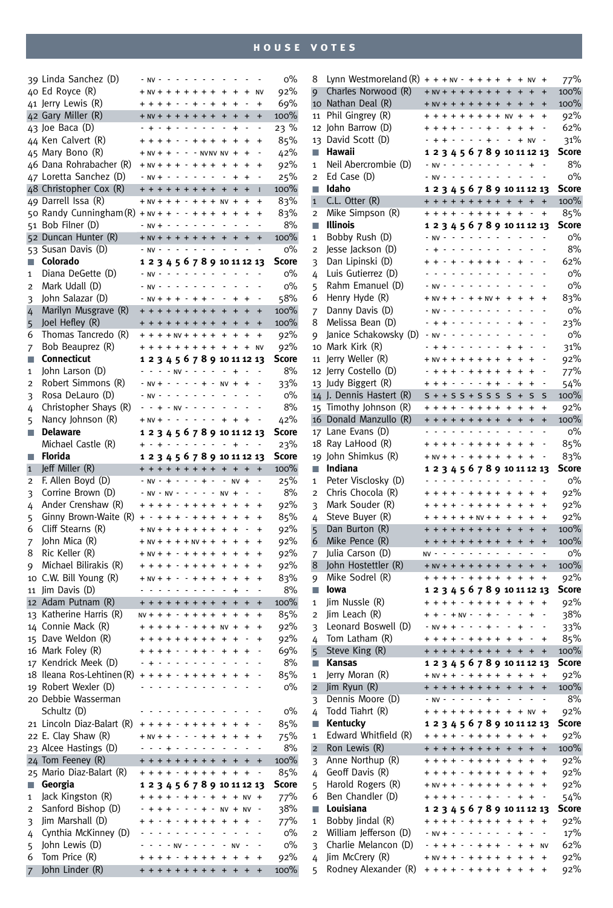| # | Member | 1 | 2 | 3 | 4 | 5 | 6 | 7 | 8 | 9 | 10 | 11 | 12 | 13 | Score |
|---|---|---|---|---|---|---|---|---|---|---|---|---|---|---|---|
| 39 | Linda Sanchez (D) | - | NV | - | - | - | - | - | - | - | - | - | - | - | 0% |
| 40 | Ed Royce (R) | + | NV | + | + | + | + | + | + | + | + | + | + | NV | 92% |
| 41 | Jerry Lewis (R) | + | + | + | + | - | - | + | - | + | + | + | - | + | 69% |
| 42 | Gary Miller (R) | + | NV | + | + | + | + | + | + | + | + | + | + | + | 100% |
| 43 | Joe Baca (D) | - | + | - | + | - | - | - | - | - | - | + | - | - | 23 % |
| 44 | Ken Calvert (R) | + | + | + | + | - | - | + | + | + | + | + | + | + | 85% |
| 45 | Mary Bono (R) | + | NV | + | + | - | - | - | NV | NV | NV | + | + | - | 42% |
| 46 | Dana Rohrabacher (R) | + | NV | + | + | + | - | + | + | + | + | + | + | + | 92% |
| 47 | Loretta Sanchez (D) | - | NV | + | - | - | - | - | - | - | - | + | + | - | 25% |
| 48 | Christopher Cox (R) | + | + | + | + | + | + | + | + | + | + | + | + | I | 100% |
| 49 | Darrell Issa (R) | + | NV | + | + | + | - | + | + | + | NV | + | + | + | 83% |
| 50 | Randy Cunningham (R) | + | NV | + | + | - | - | + | + | + | + | + | + | + | 83% |
| 51 | Bob Filner (D) | - | NV | + | - | - | - | - | - | - | - | - | - | - | 8% |
| 52 | Duncan Hunter (R) | + | NV | + | + | + | + | + | + | + | + | + | + | + | 100% |
| 53 | Susan Davis (D) | - | NV | - | - | - | - | - | - | - | - | - | - | - | 0% |

| Colorado | | 1 | 2 | 3 | 4 | 5 | 6 | 7 | 8 | 9 | 10 | 11 | 12 | 13 | Score |
|---|---|---|---|---|---|---|---|---|---|---|---|---|---|---|---|
| 1 | Diana DeGette (D) | - | NV | - | - | - | - | - | - | - | - | - | - | - | 0% |
| 2 | Mark Udall (D) | - | NV | - | - | - | - | - | - | - | - | - | - | - | 0% |
| 3 | John Salazar (D) | - | NV | + | + | + | - | + | + | - | - | + | + | - | 58% |
| 4 | Marilyn Musgrave (R) | + | + | + | + | + | + | + | + | + | + | + | + | + | 100% |
| 5 | Joel Hefley (R) | + | + | + | + | + | + | + | + | + | + | + | + | + | 100% |
| 6 | Thomas Tancredo (R) | + | + | + | + | NV | + | + | + | + | + | + | + | + | 92% |
| 7 | Bob Beauprez (R) | + | + | + | + | + | + | + | + | + | + | + | + | NV | 92% |

| Connecticut | | 1 | 2 | 3 | 4 | 5 | 6 | 7 | 8 | 9 | 10 | 11 | 12 | 13 | Score |
|---|---|---|---|---|---|---|---|---|---|---|---|---|---|---|---|
| 1 | John Larson (D) | - | - | - | - | NV | - | - | - | - | - | + | - | - | 8% |
| 2 | Robert Simmons (R) | - | NV | + | - | - | - | - | + | - | NV | + | + | - | 33% |
| 3 | Rosa DeLauro (D) | - | NV | - | - | - | - | - | - | - | - | - | - | - | 0% |
| 4 | Christopher Shays (R) | - | - | + | - | NV | - | - | - | - | - | - | - | - | 8% |
| 5 | Nancy Johnson (R) | + | NV | + | - | - | - | - | - | - | + | + | + | - | 42% |

| Delaware | | 1 | 2 | 3 | 4 | 5 | 6 | 7 | 8 | 9 | 10 | 11 | 12 | 13 | Score |
|---|---|---|---|---|---|---|---|---|---|---|---|---|---|---|---|
| | Michael Castle (R) | + | - | + | - | - | - | - | - | - | - | + | - | - | 23% |

| Florida | | 1 | 2 | 3 | 4 | 5 | 6 | 7 | 8 | 9 | 10 | 11 | 12 | 13 | Score |
|---|---|---|---|---|---|---|---|---|---|---|---|---|---|---|---|
| 1 | Jeff Miller (R) | + | + | + | + | + | + | + | + | + | + | + | + | + | 100% |
| 2 | F. Allen Boyd (D) | - | NV | - | + | - | - | - | + | - | - | NV | + | - | 25% |
| 3 | Corrine Brown (D) | - | NV | - | NV | - | - | - | - | - | NV | + | - | - | 8% |
| 4 | Ander Crenshaw (R) | + | + | + | + | - | + | + | + | + | + | + | + | + | 92% |
| 5 | Ginny Brown-Waite (R) | + | - | + | + | + | - | + | + | + | + | + | + | + | 85% |
| 6 | Cliff Stearns (R) | + | NV | + | + | + | + | + | + | + | + | + | - | + | 92% |
| 7 | John Mica (R) | + | NV | + | + | + | + | NV | + | + | + | + | + | + | 92% |
| 8 | Ric Keller (R) | + | NV | + | + | - | + | + | + | + | + | + | + | + | 92% |
| 9 | Michael Bilirakis (R) | + | + | + | + | - | + | + | + | + | + | + | + | + | 92% |
| 10 | C.W. Bill Young (R) | + | NV | + | + | - | - | + | + | + | + | + | + | + | 83% |
| 11 | Jim Davis (D) | - | - | - | - | - | - | - | - | - | - | + | - | - | 8% |
| 12 | Adam Putnam (R) | + | + | + | + | + | + | + | + | + | + | + | + | + | 100% |
| 13 | Katherine Harris (R) | NV | + | + | + | - | + | + | + | + | + | + | + | + | 85% |
| 14 | Connie Mack (R) | + | + | + | + | + | - | + | + | + | NV | + | + | + | 92% |
| 15 | Dave Weldon (R) | + | + | + | + | + | + | + | + | + | + | + | - | + | 92% |
| 16 | Mark Foley (R) | + | + | + | + | - | - | + | + | - | + | + | + | - | 69% |
| 17 | Kendrick Meek (D) | - | + | - | - | - | - | - | - | - | - | - | - | - | 8% |
| 18 | Ileana Ros-Lehtinen (R) | + | + | + | + | - | + | + | + | + | + | + | + | - | 85% |
| 19 | Robert Wexler (D) | - | - | - | - | - | - | - | - | - | - | - | - | - | 0% |
| 20 | Debbie Wasserman Schultz (D) | - | - | - | - | - | - | - | - | - | - | - | - | - | 0% |
| 21 | Lincoln Diaz-Balart (R) | + | + | + | + | - | + | + | + | + | + | + | + | - | 85% |
| 22 | E. Clay Shaw (R) | + | NV | + | + | - | - | - | + | + | + | + | + | + | 75% |
| 23 | Alcee Hastings (D) | - | - | - | + | - | - | - | - | - | - | - | - | - | 8% |
| 24 | Tom Feeney (R) | + | + | + | + | + | + | + | + | + | + | + | + | + | 100% |
| 25 | Mario Diaz-Balart (R) | + | + | + | + | - | + | + | + | + | + | + | + | - | 85% |

| Georgia | | 1 | 2 | 3 | 4 | 5 | 6 | 7 | 8 | 9 | 10 | 11 | 12 | 13 | Score |
|---|---|---|---|---|---|---|---|---|---|---|---|---|---|---|---|
| 1 | Jack Kingston (R) | + | + | + | + | - | + | + | - | + | + | + | NV | + | 77% |
| 2 | Sanford Bishop (D) | - | + | + | + | - | - | - | + | - | NV | + | NV | - | 38% |
| 3 | Jim Marshall (D) | + | + | - | + | - | + | + | + | + | + | + | + | - | 77% |
| 4 | Cynthia McKinney (D) | - | - | - | - | - | - | - | - | - | - | - | - | - | 0% |
| 5 | John Lewis (D) | - | - | - | - | NV | - | - | - | - | - | NV | - | - | 0% |
| 6 | Tom Price (R) | + | + | + | + | - | + | + | + | + | + | + | + | + | 92% |
| 7 | John Linder (R) | + | + | + | + | + | + | + | + | + | + | + | + | + | 100% |
| 8 | Lynn Westmoreland (R) | + | + | + | NV | - | + | + | + | + | + | + | NV | + | 77% |
| 9 | Charles Norwood (R) | + | NV | + | + | + | + | + | + | + | + | + | + | + | 100% |
| 10 | Nathan Deal (R) | + | NV | + | + | + | + | + | + | + | + | + | + | + | 100% |
| 11 | Phil Gingrey (R) | + | + | + | + | + | + | + | + | + | NV | + | + | + | 92% |
| 12 | John Barrow (D) | + | + | + | + | - | - | - | + | - | + | + | + | - | 62% |
| 13 | David Scott (D) | - | + | + | - | - | - | - | + | - | - | + | NV | - | 31% |

| Hawaii | | 1 | 2 | 3 | 4 | 5 | 6 | 7 | 8 | 9 | 10 | 11 | 12 | 13 | Score |
|---|---|---|---|---|---|---|---|---|---|---|---|---|---|---|---|
| 1 | Neil Abercrombie (D) | - | NV | - | - | - | - | - | - | - | - | - | + | - | 8% |
| 2 | Ed Case (D) | - | NV | - | - | - | - | - | - | - | - | - | - | - | 0% |

| Idaho | | 1 | 2 | 3 | 4 | 5 | 6 | 7 | 8 | 9 | 10 | 11 | 12 | 13 | Score |
|---|---|---|---|---|---|---|---|---|---|---|---|---|---|---|---|
| 1 | C.L. Otter (R) | + | + | + | + | + | + | + | + | + | + | + | + | + | 100% |
| 2 | Mike Simpson (R) | + | + | + | + | - | + | + | + | + | + | + | - | + | 85% |

| Illinois | | 1 | 2 | 3 | 4 | 5 | 6 | 7 | 8 | 9 | 10 | 11 | 12 | 13 | Score |
|---|---|---|---|---|---|---|---|---|---|---|---|---|---|---|---|
| 1 | Bobby Rush (D) | - | NV | - | - | - | - | - | - | - | - | - | - | - | 0% |
| 2 | Jesse Jackson (D) | - | + | - | - | - | - | - | - | - | - | - | - | - | 8% |
| 3 | Dan Lipinski (D) | + | + | - | + | - | + | + | + | + | - | + | - | - | 62% |
| 4 | Luis Gutierrez (D) | - | - | - | - | - | - | - | - | - | - | - | - | - | 0% |
| 5 | Rahm Emanuel (D) | - | NV | - | - | - | - | - | - | - | - | - | - | - | 0% |
| 6 | Henry Hyde (R) | + | NV | + | + | - | + | + | NV | + | + | + | + | + | 83% |
| 7 | Danny Davis (D) | - | NV | - | - | - | - | - | - | - | - | - | - | - | 0% |
| 8 | Melissa Bean (D) | - | + | + | - | - | - | - | - | - | - | + | - | - | 23% |
| 9 | Janice Schakowsky (D) | - | NV | - | - | - | - | - | - | - | - | - | - | - | 0% |
| 10 | Mark Kirk (R) | - | + | + | - | - | - | - | - | - | + | + | - | - | 31% |
| 11 | Jerry Weller (R) | + | NV | + | + | + | + | + | + | + | + | + | + | - | 92% |
| 12 | Jerry Costello (D) | - | + | + | + | - | + | + | + | + | + | + | + | - | 77% |
| 13 | Judy Biggert (R) | + | + | + | - | - | - | - | + | + | - | + | + | - | 54% |
| 14 | J. Dennis Hastert (R) | S | + | + | S | S | + | S | S | S | S | + | S | S | 100% |
| 15 | Timothy Johnson (R) | + | + | + | + | - | + | + | + | + | + | + | + | + | 92% |
| 16 | Donald Manzullo (R) | + | + | + | + | + | + | + | + | + | + | + | + | + | 100% |
| 17 | Lane Evans (D) | - | - | - | - | - | - | - | - | - | - | - | - | - | 0% |
| 18 | Ray LaHood (R) | + | + | + | + | - | + | + | + | + | + | + | + | - | 85% |
| 19 | John Shimkus (R) | + | NV | + | + | - | + | + | + | + | + | + | + | - | 83% |

| Indiana | | 1 | 2 | 3 | 4 | 5 | 6 | 7 | 8 | 9 | 10 | 11 | 12 | 13 | Score |
|---|---|---|---|---|---|---|---|---|---|---|---|---|---|---|---|
| 1 | Peter Visclosky (D) | - | - | - | - | - | - | - | - | - | - | - | - | - | 0% |
| 2 | Chris Chocola (R) | + | + | + | + | - | + | + | + | + | + | + | + | + | 92% |
| 3 | Mark Souder (R) | + | + | + | + | - | + | + | + | + | + | + | + | + | 92% |
| 4 | Steve Buyer (R) | + | + | + | + | + | + | NV | + | + | + | + | + | + | 92% |
| 5 | Dan Burton (R) | + | + | + | + | + | + | + | + | + | + | + | + | + | 100% |
| 6 | Mike Pence (R) | + | + | + | + | + | + | + | + | + | + | + | + | + | 100% |
| 7 | Julia Carson (D) | NV | - | - | - | - | - | - | - | - | - | - | - | - | 0% |
| 8 | John Hostettler (R) | + | NV | + | + | + | + | + | + | + | + | + | + | + | 100% |
| 9 | Mike Sodrel (R) | + | + | + | + | - | + | + | + | + | + | + | + | + | 92% |

| Iowa | | 1 | 2 | 3 | 4 | 5 | 6 | 7 | 8 | 9 | 10 | 11 | 12 | 13 | Score |
|---|---|---|---|---|---|---|---|---|---|---|---|---|---|---|---|
| 1 | Jim Nussle (R) | + | + | + | + | - | + | + | + | + | + | + | + | + | 92% |
| 2 | Jim Leach (R) | + | + | - | + | NV | - | + | - | - | - | - | + | - | 38% |
| 3 | Leonard Boswell (D) | - | NV | + | + | - | - | - | + | - | - | + | - | - | 33% |
| 4 | Tom Latham (R) | + | + | + | + | - | + | + | + | + | + | + | - | + | 85% |
| 5 | Steve King (R) | + | + | + | + | + | + | + | + | + | + | + | + | + | 100% |

| Kansas | | 1 | 2 | 3 | 4 | 5 | 6 | 7 | 8 | 9 | 10 | 11 | 12 | 13 | Score |
|---|---|---|---|---|---|---|---|---|---|---|---|---|---|---|---|
| 1 | Jerry Moran (R) | + | NV | + | + | - | + | + | + | + | + | + | + | + | 92% |
| 2 | Jim Ryun (R) | + | + | + | + | + | + | + | + | + | + | + | + | + | 100% |
| 3 | Dennis Moore (D) | - | NV | - | - | - | - | - | + | - | - | - | - | - | 8% |
| 4 | Todd Tiahrt (R) | + | + | + | + | + | + | + | + | + | + | + | NV | + | 92% |

| Kentucky | | 1 | 2 | 3 | 4 | 5 | 6 | 7 | 8 | 9 | 10 | 11 | 12 | 13 | Score |
|---|---|---|---|---|---|---|---|---|---|---|---|---|---|---|---|
| 1 | Edward Whitfield (R) | + | + | + | + | - | + | + | + | + | + | + | + | + | 92% |
| 2 | Ron Lewis (R) | + | + | + | + | + | + | + | + | + | + | + | + | + | 100% |
| 3 | Anne Northup (R) | + | + | + | + | - | + | + | + | + | + | + | + | + | 92% |
| 4 | Geoff Davis (R) | + | + | + | + | - | + | + | + | + | + | + | + | + | 92% |
| 5 | Harold Rogers (R) | + | NV | + | + | - | + | + | + | + | + | + | + | + | 92% |
| 6 | Ben Chandler (D) | + | + | + | + | - | - | - | + | - | - | + | + | - | 54% |

| Louisiana | | 1 | 2 | 3 | 4 | 5 | 6 | 7 | 8 | 9 | 10 | 11 | 12 | 13 | Score |
|---|---|---|---|---|---|---|---|---|---|---|---|---|---|---|---|
| 1 | Bobby Jindal (R) | + | + | + | + | - | + | + | + | + | + | + | + | + | 92% |
| 2 | William Jefferson (D) | - | NV | + | - | - | - | - | - | - | - | + | - | - | 17% |
| 3 | Charlie Melancon (D) | - | + | + | + | - | - | + | + | + | - | + | + | NV | 62% |
| 4 | Jim McCrery (R) | + | NV | + | + | - | + | + | + | + | + | + | + | + | 92% |
| 5 | Rodney Alexander (R) | + | + | + | + | - | + | + | + | + | + | + | + | + | 92% |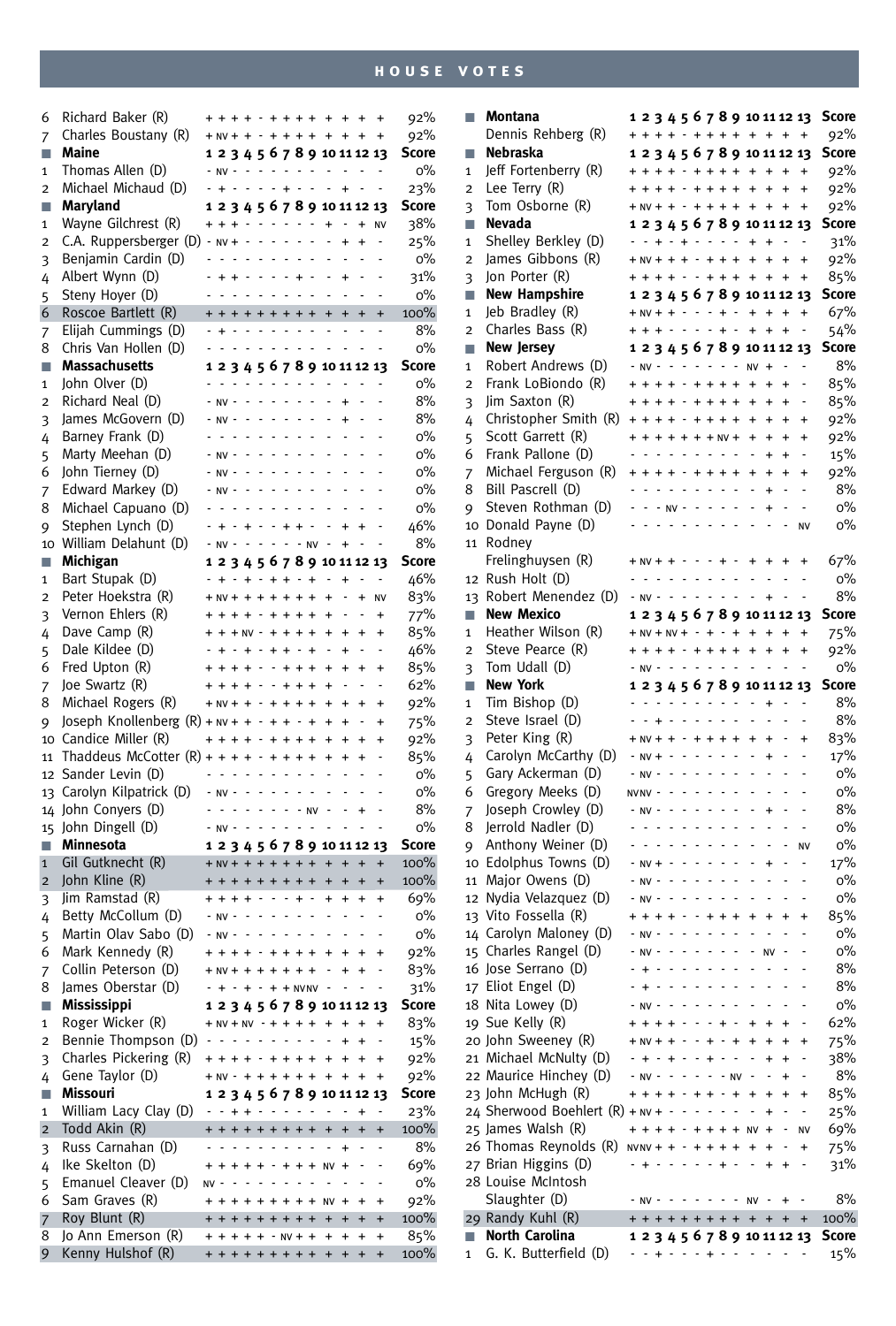# HOUSE VOTES

| | | 1 | 2 | 3 | 4 | 5 | 6 | 7 | 8 | 9 | 10 | 11 | 12 | 13 | Score |
|---|---|---|---|---|---|---|---|---|---|---|---|---|---|---|---|
| 6 | Richard Baker (R) | + | + | + | + | - | + | + | + | + | + | + | + | + | 92% |
| 7 | Charles Boustany (R) | + | NV | + | + | - | + | + | + | + | + | + | + | + | 92% |
| ■ | **Maine** | **1** | **2** | **3** | **4** | **5** | **6** | **7** | **8** | **9** | **10** | **11** | **12** | **13** | **Score** |
| 1 | Thomas Allen (D) | - | NV | - | - | - | - | - | - | - | - | - | - | - | 0% |
| 2 | Michael Michaud (D) | - | + | - | - | - | - | + | - | - | - | + | - | - | 23% |
| ■ | **Maryland** | **1** | **2** | **3** | **4** | **5** | **6** | **7** | **8** | **9** | **10** | **11** | **12** | **13** | **Score** |
| 1 | Wayne Gilchrest (R) | + | + | + | - | - | - | - | - | - | + | - | + | NV | 38% |
| 2 | C.A. Ruppersberger (D) | - | NV | + | - | - | - | - | - | - | - | + | + | - | 25% |
| 3 | Benjamin Cardin (D) | - | - | - | - | - | - | - | - | - | - | - | - | - | 0% |
| 4 | Albert Wynn (D) | - | + | + | - | - | - | - | + | - | - | + | - | - | 31% |
| 5 | Steny Hoyer (D) | - | - | - | - | - | - | - | - | - | - | - | - | - | 0% |
| 6 | Roscoe Bartlett (R) | + | + | + | + | + | + | + | + | + | + | + | + | + | 100% |
| 7 | Elijah Cummings (D) | - | + | - | - | - | - | - | - | - | - | - | - | - | 8% |
| 8 | Chris Van Hollen (D) | - | - | - | - | - | - | - | - | - | - | - | - | - | 0% |
| ■ | **Massachusetts** | **1** | **2** | **3** | **4** | **5** | **6** | **7** | **8** | **9** | **10** | **11** | **12** | **13** | **Score** |
| 1 | John Olver (D) | - | - | - | - | - | - | - | - | - | - | - | - | - | 0% |
| 2 | Richard Neal (D) | - | NV | - | - | - | - | - | - | - | - | + | - | - | 8% |
| 3 | James McGovern (D) | - | NV | - | - | - | - | - | - | - | - | + | - | - | 8% |
| 4 | Barney Frank (D) | - | - | - | - | - | - | - | - | - | - | - | - | - | 0% |
| 5 | Marty Meehan (D) | - | NV | - | - | - | - | - | - | - | - | - | - | - | 0% |
| 6 | John Tierney (D) | - | NV | - | - | - | - | - | - | - | - | - | - | - | 0% |
| 7 | Edward Markey (D) | - | NV | - | - | - | - | - | - | - | - | - | - | - | 0% |
| 8 | Michael Capuano (D) | - | - | - | - | - | - | - | - | - | - | - | - | - | 0% |
| 9 | Stephen Lynch (D) | - | + | - | + | - | - | + | + | - | - | + | + | - | 46% |
| 10 | William Delahunt (D) | - | NV | - | - | - | - | - | - | NV | - | + | - | - | 8% |
| ■ | **Michigan** | **1** | **2** | **3** | **4** | **5** | **6** | **7** | **8** | **9** | **10** | **11** | **12** | **13** | **Score** |
| 1 | Bart Stupak (D) | - | + | - | + | - | + | + | - | + | - | + | - | - | 46% |
| 2 | Peter Hoekstra (R) | + | NV | + | + | + | + | + | + | + | + | - | + | NV | 83% |
| 3 | Vernon Ehlers (R) | + | + | + | + | - | + | + | + | + | + | - | - | + | 77% |
| 4 | Dave Camp (R) | + | + | + | NV | - | + | + | + | + | + | + | + | + | 85% |
| 5 | Dale Kildee (D) | - | + | - | + | - | + | + | - | + | - | + | - | - | 46% |
| 6 | Fred Upton (R) | + | + | + | + | - | - | + | + | + | + | + | + | + | 85% |
| 7 | Joe Swartz (R) | + | + | + | + | - | - | + | + | + | + | - | - | - | 62% |
| 8 | Michael Rogers (R) | + | NV | + | + | - | + | + | + | + | + | + | + | + | 92% |
| 9 | Joseph Knollenberg (R) | + | NV | + | + | - | + | + | - | + | + | + | - | + | 75% |
| 10 | Candice Miller (R) | + | + | + | + | - | + | + | + | + | + | + | + | + | 92% |
| 11 | Thaddeus McCotter (R) | + | + | + | + | - | + | + | + | + | + | + | + | - | 85% |
| 12 | Sander Levin (D) | - | - | - | - | - | - | - | - | - | - | - | - | - | 0% |
| 13 | Carolyn Kilpatrick (D) | - | NV | - | - | - | - | - | - | - | - | - | - | - | 0% |
| 14 | John Conyers (D) | - | - | - | - | - | - | - | - | NV | - | - | + | - | 8% |
| 15 | John Dingell (D) | - | NV | - | - | - | - | - | - | - | - | - | - | - | 0% |
| ■ | **Minnesota** | **1** | **2** | **3** | **4** | **5** | **6** | **7** | **8** | **9** | **10** | **11** | **12** | **13** | **Score** |
| 1 | Gil Gutknecht (R) | + | NV | + | + | + | + | + | + | + | + | + | + | + | 100% |
| 2 | John Kline (R) | + | + | + | + | + | + | + | + | + | + | + | + | + | 100% |
| 3 | Jim Ramstad (R) | + | + | + | + | - | - | - | + | - | + | + | + | + | 69% |
| 4 | Betty McCollum (D) | - | NV | - | - | - | - | - | - | - | - | - | - | - | 0% |
| 5 | Martin Olav Sabo (D) | - | NV | - | - | - | - | - | - | - | - | - | - | - | 0% |
| 6 | Mark Kennedy (R) | + | + | + | + | - | + | + | + | + | + | + | + | + | 92% |
| 7 | Collin Peterson (D) | + | NV | + | + | + | + | + | + | + | - | + | + | - | 83% |
| 8 | James Oberstar (D) | - | + | - | - | - | + | + | NV | NV | - | - | - | - | 31% |
| ■ | **Mississippi** | **1** | **2** | **3** | **4** | **5** | **6** | **7** | **8** | **9** | **10** | **11** | **12** | **13** | **Score** |
| 1 | Roger Wicker (R) | + | NV | + | NV | - | + | + | + | + | + | + | + | + | 83% |
| 2 | Bennie Thompson (D) | - | - | - | - | - | - | - | - | - | - | + | + | - | 15% |
| 3 | Charles Pickering (R) | + | + | + | + | - | + | + | + | + | + | + | + | + | 92% |
| 4 | Gene Taylor (D) | + | NV | - | + | + | + | + | + | + | + | + | + | + | 92% |
| ■ | **Missouri** | **1** | **2** | **3** | **4** | **5** | **6** | **7** | **8** | **9** | **10** | **11** | **12** | **13** | **Score** |
| 1 | William Lacy Clay (D) | - | - | + | + | - | - | - | - | - | - | - | + | - | 23% |
| 2 | Todd Akin (R) | + | + | + | + | + | + | + | + | + | + | + | + | + | 100% |
| 3 | Russ Carnahan (D) | - | - | - | - | - | - | - | - | - | - | + | - | - | 8% |
| 4 | Ike Skelton (D) | + | + | + | + | + | - | + | + | + | NV | + | - | - | 69% |
| 5 | Emanuel Cleaver (D) | NV | - | - | - | - | - | - | - | - | - | - | - | - | 0% |
| 6 | Sam Graves (R) | + | + | + | + | + | + | + | + | + | NV | + | + | + | 92% |
| 7 | Roy Blunt (R) | + | + | + | + | + | + | + | + | + | + | + | + | + | 100% |
| 8 | Jo Ann Emerson (R) | + | + | + | + | + | - | NV | + | + | + | + | + | + | 85% |
| 9 | Kenny Hulshof (R) | + | + | + | + | + | + | + | + | + | + | + | + | + | 100% |
| ■ | **Montana** | **1** | **2** | **3** | **4** | **5** | **6** | **7** | **8** | **9** | **10** | **11** | **12** | **13** | **Score** |
| | Dennis Rehberg (R) | + | + | + | + | - | + | + | + | + | + | + | + | + | 92% |
| ■ | **Nebraska** | **1** | **2** | **3** | **4** | **5** | **6** | **7** | **8** | **9** | **10** | **11** | **12** | **13** | **Score** |
| 1 | Jeff Fortenberry (R) | + | + | + | + | - | + | + | + | + | + | + | + | + | 92% |
| 2 | Lee Terry (R) | + | + | + | + | - | + | + | + | + | + | + | + | + | 92% |
| 3 | Tom Osborne (R) | + | NV | + | + | - | + | + | + | + | + | + | + | + | 92% |
| ■ | **Nevada** | **1** | **2** | **3** | **4** | **5** | **6** | **7** | **8** | **9** | **10** | **11** | **12** | **13** | **Score** |
| 1 | Shelley Berkley (D) | - | - | + | - | + | - | - | - | - | + | + | - | - | 31% |
| 2 | James Gibbons (R) | + | NV | + | + | + | - | + | + | + | + | + | + | + | 92% |
| 3 | Jon Porter (R) | + | + | + | + | - | - | + | + | + | + | + | + | + | 85% |
| ■ | **New Hampshire** | **1** | **2** | **3** | **4** | **5** | **6** | **7** | **8** | **9** | **10** | **11** | **12** | **13** | **Score** |
| 1 | Jeb Bradley (R) | + | NV | + | + | - | - | - | + | - | + | + | + | + | 67% |
| 2 | Charles Bass (R) | + | + | + | - | - | - | - | + | - | + | + | + | - | 54% |
| ■ | **New Jersey** | **1** | **2** | **3** | **4** | **5** | **6** | **7** | **8** | **9** | **10** | **11** | **12** | **13** | **Score** |
| 1 | Robert Andrews (D) | - | NV | - | - | - | - | - | - | - | NV | + | - | - | 8% |
| 2 | Frank LoBiondo (R) | + | + | + | + | - | + | + | + | + | + | + | + | - | 85% |
| 3 | Jim Saxton (R) | + | + | + | + | - | + | + | + | + | + | + | + | - | 85% |
| 4 | Christopher Smith (R) | + | + | + | + | - | + | + | + | + | + | + | + | + | 92% |
| 5 | Scott Garrett (R) | + | + | + | + | + | + | + | NV | + | + | + | + | + | 92% |
| 6 | Frank Pallone (D) | - | - | - | - | - | - | - | - | - | - | + | + | - | 15% |
| 7 | Michael Ferguson (R) | + | + | + | + | - | + | + | + | + | + | + | + | + | 92% |
| 8 | Bill Pascrell (D) | - | - | - | - | - | - | - | - | - | - | + | - | - | 8% |
| 9 | Steven Rothman (D) | - | - | - | NV | - | - | - | - | - | - | + | - | - | 0% |
| 10 | Donald Payne (D) | - | - | - | - | - | - | - | - | - | - | - | - | NV | 0% |
| 11 | Rodney Frelinghuysen (R) | + | NV | + | + | - | - | - | + | - | + | + | + | + | 67% |
| 12 | Rush Holt (D) | - | - | - | - | - | - | - | - | - | - | - | - | - | 0% |
| 13 | Robert Menendez (D) | - | NV | - | - | - | - | - | - | - | - | + | - | - | 8% |
| ■ | **New Mexico** | **1** | **2** | **3** | **4** | **5** | **6** | **7** | **8** | **9** | **10** | **11** | **12** | **13** | **Score** |
| 1 | Heather Wilson (R) | + | NV | + | NV | + | - | + | - | + | + | + | + | + | 75% |
| 2 | Steve Pearce (R) | + | + | + | + | - | + | + | + | + | + | + | + | + | 92% |
| 3 | Tom Udall (D) | - | NV | - | - | - | - | - | - | - | - | - | - | - | 0% |
| ■ | **New York** | **1** | **2** | **3** | **4** | **5** | **6** | **7** | **8** | **9** | **10** | **11** | **12** | **13** | **Score** |
| 1 | Tim Bishop (D) | - | - | - | - | - | - | - | - | - | - | + | - | - | 8% |
| 2 | Steve Israel (D) | - | - | + | - | - | - | - | - | - | - | - | - | - | 8% |
| 3 | Peter King (R) | + | NV | + | + | - | + | + | + | + | + | + | - | + | 83% |
| 4 | Carolyn McCarthy (D) | - | NV | + | - | - | - | - | - | - | - | + | - | - | 17% |
| 5 | Gary Ackerman (D) | - | NV | - | - | - | - | - | - | - | - | - | - | - | 0% |
| 6 | Gregory Meeks (D) | NV | NV | - | - | - | - | - | - | - | - | - | - | - | 0% |
| 7 | Joseph Crowley (D) | - | NV | - | - | - | - | - | - | - | - | + | - | - | 8% |
| 8 | Jerrold Nadler (D) | - | - | - | - | - | - | - | - | - | - | - | - | - | 0% |
| 9 | Anthony Weiner (D) | - | - | - | - | - | - | - | - | - | - | - | - | NV | 0% |
| 10 | Edolphus Towns (D) | - | NV | + | - | - | - | - | - | - | - | + | - | - | 17% |
| 11 | Major Owens (D) | - | NV | - | - | - | - | - | - | - | - | - | - | - | 0% |
| 12 | Nydia Velazquez (D) | - | NV | - | - | - | - | - | - | - | - | - | - | - | 0% |
| 13 | Vito Fossella (R) | + | + | + | + | - | - | + | + | + | + | + | + | + | 85% |
| 14 | Carolyn Maloney (D) | - | NV | - | - | - | - | - | - | - | - | - | - | - | 0% |
| 15 | Charles Rangel (D) | - | NV | - | - | - | - | - | - | - | - | NV | - | - | 0% |
| 16 | Jose Serrano (D) | - | + | - | - | - | - | - | - | - | - | - | - | - | 8% |
| 17 | Eliot Engel (D) | - | + | - | - | - | - | - | - | - | - | - | - | - | 8% |
| 18 | Nita Lowey (D) | - | NV | - | - | - | - | - | - | - | - | - | - | - | 0% |
| 19 | Sue Kelly (R) | + | + | + | + | - | - | - | + | - | + | + | + | - | 62% |
| 20 | John Sweeney (R) | + | NV | + | + | - | - | + | - | + | + | + | + | + | 75% |
| 21 | Michael McNulty (D) | - | + | - | + | - | - | + | - | - | - | + | + | - | 38% |
| 22 | Maurice Hinchey (D) | - | NV | - | - | - | - | - | - | NV | - | - | + | - | 8% |
| 23 | John McHugh (R) | + | + | + | + | - | + | + | - | + | + | + | + | + | 85% |
| 24 | Sherwood Boehlert (R) | + | NV | + | - | - | - | - | - | - | - | + | - | - | 25% |
| 25 | James Walsh (R) | + | + | + | + | - | + | + | + | + | NV | + | - | NV | 69% |
| 26 | Thomas Reynolds (R) | NV | NV | + | + | - | + | + | + | + | + | + | - | + | 75% |
| 27 | Brian Higgins (D) | - | + | - | - | - | - | - | + | - | - | + | + | - | 31% |
| 28 | Louise McIntosh Slaughter (D) | - | NV | - | - | - | - | - | - | - | NV | - | + | - | 8% |
| 29 | Randy Kuhl (R) | + | + | + | + | + | + | + | + | + | + | + | + | + | 100% |
| ■ | **North Carolina** | **1** | **2** | **3** | **4** | **5** | **6** | **7** | **8** | **9** | **10** | **11** | **12** | **13** | **Score** |
| 1 | G. K. Butterfield (D) | - | - | + | - | - | - | + | - | - | - | - | - | - | 15% |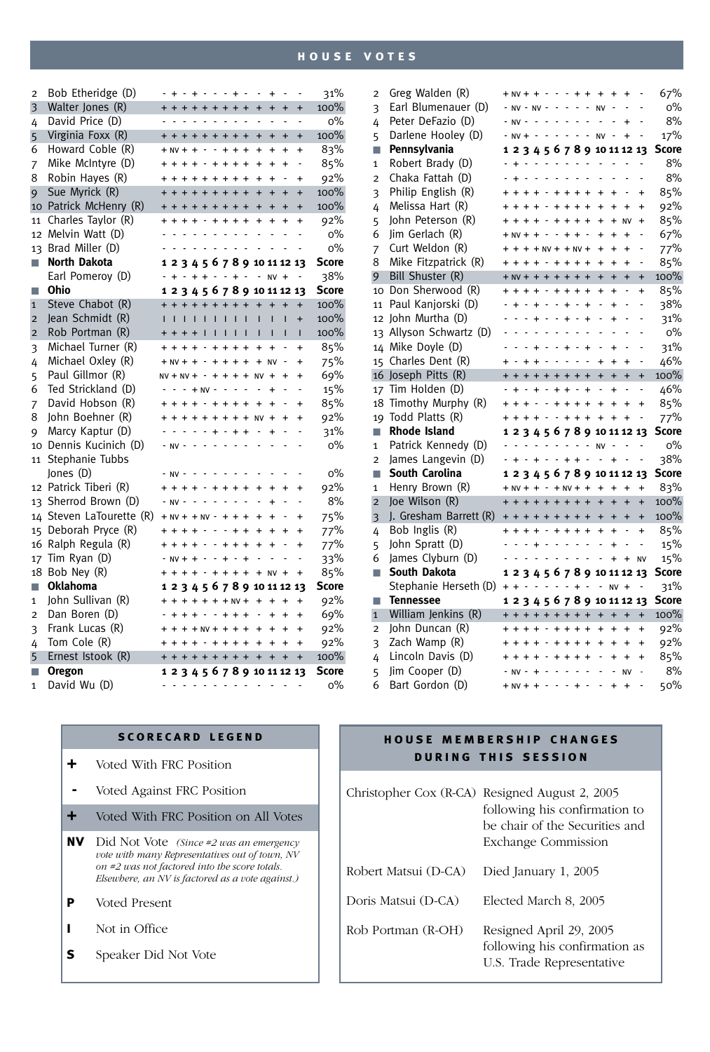## HOUSE VOTES

| District | Representative | 1 | 2 | 3 | 4 | 5 | 6 | 7 | 8 | 9 | 10 | 11 | 12 | 13 | Score |
|---|---|---|---|---|---|---|---|---|---|---|---|---|---|---|---|
| 2 | Bob Etheridge (D) | - | + | - | + | - | - | - | + | - | - | + | - | - | 31% |
| 3 | Walter Jones (R) | + | + | + | + | + | + | + | + | + | + | + | + | + | 100% |
| 4 | David Price (D) | - | - | - | - | - | - | - | - | - | - | - | - | - | 0% |
| 5 | Virginia Foxx (R) | + | + | + | + | + | + | + | + | + | + | + | + | + | 100% |
| 6 | Howard Coble (R) | + | NV | + | + | - | - | + | + | + | + | + | + | + | 83% |
| 7 | Mike McIntyre (D) | + | + | + | + | - | + | + | + | + | + | + | + | - | 85% |
| 8 | Robin Hayes (R) | + | + | + | + | + | + | + | + | + | + | + | - | + | 92% |
| 9 | Sue Myrick (R) | + | + | + | + | + | + | + | + | + | + | + | + | + | 100% |
| 10 | Patrick McHenry (R) | + | + | + | + | + | + | + | + | + | + | + | + | + | 100% |
| 11 | Charles Taylor (R) | + | + | + | + | - | + | + | + | + | + | + | + | + | 92% |
| 12 | Melvin Watt (D) | - | - | - | - | - | - | - | - | - | - | - | - | - | 0% |
| 13 | Brad Miller (D) | - | - | - | - | - | - | - | - | - | - | - | - | - | 0% |
| **North Dakota** | | **1** | **2** | **3** | **4** | **5** | **6** | **7** | **8** | **9** | **10** | **11** | **12** | **13** | **Score** |
| | Earl Pomeroy (D) | - | + | - | + | + | - | - | + | - | - | NV | + | - | 38% |
| **Ohio** | | **1** | **2** | **3** | **4** | **5** | **6** | **7** | **8** | **9** | **10** | **11** | **12** | **13** | **Score** |
| 1 | Steve Chabot (R) | + | + | + | + | + | + | + | + | + | + | + | + | + | 100% |
| 2 | Jean Schmidt (R) | I | I | I | I | I | I | I | I | I | I | I | I | + | 100% |
| 2 | Rob Portman (R) | + | + | + | + | I | I | I | I | I | I | I | I | I | 100% |
| 3 | Michael Turner (R) | + | + | + | + | - | + | + | + | + | + | + | - | + | 85% |
| 4 | Michael Oxley (R) | + | NV | + | + | - | + | + | + | + | + | NV | - | + | 75% |
| 5 | Paul Gillmor (R) | NV | + | NV | + | - | + | + | + | + | NV | + | + | + | 69% |
| 6 | Ted Strickland (D) | - | - | - | + | NV | - | - | - | - | - | + | - | - | 15% |
| 7 | David Hobson (R) | + | + | + | + | - | + | + | + | + | + | + | - | + | 85% |
| 8 | John Boehner (R) | + | + | + | + | + | + | + | + | + | NV | + | + | + | 92% |
| 9 | Marcy Kaptur (D) | - | - | - | - | - | + | - | + | + | - | + | - | - | 31% |
| 10 | Dennis Kucinich (D) | - | NV | - | - | - | - | - | - | - | - | - | - | - | 0% |
| 11 | Stephanie Tubbs Jones (D) | - | NV | - | - | - | - | - | - | - | - | - | - | - | 0% |
| 12 | Patrick Tiberi (R) | + | + | + | + | - | + | + | + | + | + | + | + | + | 92% |
| 13 | Sherrod Brown (D) | - | NV | - | - | - | - | - | - | - | - | + | - | - | 8% |
| 14 | Steven LaTourette (R) | + | NV | + | + | NV | - | + | + | + | + | + | - | + | 75% |
| 15 | Deborah Pryce (R) | + | + | + | + | - | - | - | + | + | + | + | + | + | 77% |
| 16 | Ralph Regula (R) | + | + | + | + | - | - | + | + | + | + | + | - | + | 77% |
| 17 | Tim Ryan (D) | - | NV | + | + | - | - | + | - | + | - | - | - | - | 33% |
| 18 | Bob Ney (R) | + | + | + | + | - | + | + | + | + | + | NV | + | + | 85% |
| **Oklahoma** | | **1** | **2** | **3** | **4** | **5** | **6** | **7** | **8** | **9** | **10** | **11** | **12** | **13** | **Score** |
| 1 | John Sullivan (R) | + | + | + | + | + | + | + | NV | + | + | + | + | + | 92% |
| 2 | Dan Boren (D) | - | + | + | + | - | - | + | + | + | - | + | + | + | 69% |
| 3 | Frank Lucas (R) | + | + | + | + | NV | + | + | + | + | + | + | + | + | 92% |
| 4 | Tom Cole (R) | + | + | + | + | - | + | + | + | + | + | + | + | + | 92% |
| 5 | Ernest Istook (R) | + | + | + | + | + | + | + | + | + | + | + | + | + | 100% |
| **Oregon** | | **1** | **2** | **3** | **4** | **5** | **6** | **7** | **8** | **9** | **10** | **11** | **12** | **13** | **Score** |
| 1 | David Wu (D) | - | - | - | - | - | - | - | - | - | - | - | - | - | 0% |
| 2 | Greg Walden (R) | + | NV | + | + | - | - | - | + | + | + | + | + | - | 67% |
| 3 | Earl Blumenauer (D) | - | NV | - | NV | - | - | - | - | - | NV | - | - | - | 0% |
| 4 | Peter DeFazio (D) | - | NV | - | - | - | - | - | - | - | - | - | + | - | 8% |
| 5 | Darlene Hooley (D) | - | NV | + | - | - | - | - | - | - | NV | - | + | - | 17% |
| **Pennsylvania** | | **1** | **2** | **3** | **4** | **5** | **6** | **7** | **8** | **9** | **10** | **11** | **12** | **13** | **Score** |
| 1 | Robert Brady (D) | - | + | - | - | - | - | - | - | - | - | - | - | - | 8% |
| 2 | Chaka Fattah (D) | - | + | - | - | - | - | - | - | - | - | - | - | - | 8% |
| 3 | Philip English (R) | + | + | + | + | - | + | + | + | + | + | + | - | + | 85% |
| 4 | Melissa Hart (R) | + | + | + | + | - | + | + | + | + | + | + | + | + | 92% |
| 5 | John Peterson (R) | + | + | + | + | - | + | + | + | + | + | + | NV | + | 85% |
| 6 | Jim Gerlach (R) | + | NV | + | + | - | - | + | + | - | + | + | + | - | 67% |
| 7 | Curt Weldon (R) | + | + | + | + | NV | + | + | NV | + | + | + | + | - | 77% |
| 8 | Mike Fitzpatrick (R) | + | + | + | + | - | + | + | + | + | + | + | + | - | 85% |
| 9 | Bill Shuster (R) | + | NV | + | + | + | + | + | + | + | + | + | + | + | 100% |
| 10 | Don Sherwood (R) | + | + | + | + | - | + | + | + | + | + | + | - | + | 85% |
| 11 | Paul Kanjorski (D) | - | + | - | + | - | - | + | - | + | - | + | - | - | 38% |
| 12 | John Murtha (D) | - | - | - | + | - | - | + | - | + | - | + | - | - | 31% |
| 13 | Allyson Schwartz (D) | - | - | - | - | - | - | - | - | - | - | - | - | - | 0% |
| 14 | Mike Doyle (D) | - | - | - | + | - | - | + | - | + | - | + | - | - | 31% |
| 15 | Charles Dent (R) | + | - | + | + | - | - | - | - | - | + | + | + | - | 46% |
| 16 | Joseph Pitts (R) | + | + | + | + | + | + | + | + | + | + | + | + | + | 100% |
| 17 | Tim Holden (D) | - | + | - | + | - | + | + | - | + | - | + | - | - | 46% |
| 18 | Timothy Murphy (R) | + | + | + | - | - | + | + | + | + | + | + | + | + | 85% |
| 19 | Todd Platts (R) | + | + | + | + | - | - | + | + | + | + | + | + | - | 77% |
| **Rhode Island** | | **1** | **2** | **3** | **4** | **5** | **6** | **7** | **8** | **9** | **10** | **11** | **12** | **13** | **Score** |
| 1 | Patrick Kennedy (D) | - | - | - | - | - | - | - | - | - | NV | - | - | - | 0% |
| 2 | James Langevin (D) | - | + | - | + | - | + | + | - | - | + | - | + | - | 38% |
| **South Carolina** | | **1** | **2** | **3** | **4** | **5** | **6** | **7** | **8** | **9** | **10** | **11** | **12** | **13** | **Score** |
| 1 | Henry Brown (R) | + | NV | + | + | - | + | NV | + | + | + | + | + | + | 83% |
| 2 | Joe Wilson (R) | + | + | + | + | + | + | + | + | + | + | + | + | + | 100% |
| 3 | J. Gresham Barrett (R) | + | + | + | + | + | + | + | + | + | + | + | + | + | 100% |
| 4 | Bob Inglis (R) | + | + | + | + | - | + | + | + | + | + | + | - | + | 85% |
| 5 | John Spratt (D) | - | - | - | + | - | - | - | - | - | - | + | - | - | 15% |
| 6 | James Clyburn (D) | - | - | - | - | - | - | - | - | - | - | + | + | NV | 15% |
| **South Dakota** | | **1** | **2** | **3** | **4** | **5** | **6** | **7** | **8** | **9** | **10** | **11** | **12** | **13** | **Score** |
| | Stephanie Herseth (D) | + | + | - | - | - | - | - | + | - | - | NV | + | - | 31% |
| **Tennessee** | | **1** | **2** | **3** | **4** | **5** | **6** | **7** | **8** | **9** | **10** | **11** | **12** | **13** | **Score** |
| 1 | William Jenkins (R) | + | + | + | + | + | + | + | + | + | + | + | + | + | 100% |
| 2 | John Duncan (R) | + | + | + | + | - | + | + | + | + | + | + | + | + | 92% |
| 3 | Zach Wamp (R) | + | + | + | + | - | + | + | + | + | + | + | + | + | 92% |
| 4 | Lincoln Davis (D) | + | + | + | + | - | + | + | + | + | - | + | + | + | 85% |
| 5 | Jim Cooper (D) | - | NV | - | + | - | - | - | - | - | - | - | NV | - | 8% |
| 6 | Bart Gordon (D) | + | NV | + | + | - | - | - | + | - | - | + | + | - | 50% |

### SCORECARD LEGEND

| Symbol | Meaning |
|---|---|
| **+** | Voted With FRC Position |
| **-** | Voted Against FRC Position |
| **+** (shaded) | Voted With FRC Position on All Votes |
| **NV** | Did Not Vote *(Since #2 was an emergency vote with many Representatives out of town, NV on #2 was not factored into the score totals. Elsewhere, an NV is factored as a vote against.)* |
| **P** | Voted Present |
| **I** | Not in Office |
| **S** | Speaker Did Not Vote |

### HOUSE MEMBERSHIP CHANGES DURING THIS SESSION

| Member | Change |
|---|---|
| Christopher Cox (R-CA) | Resigned August 2, 2005 following his confirmation to be chair of the Securities and Exchange Commission |
| Robert Matsui (D-CA) | Died January 1, 2005 |
| Doris Matsui (D-CA) | Elected March 8, 2005 |
| Rob Portman (R-OH) | Resigned April 29, 2005 following his confirmation as U.S. Trade Representative |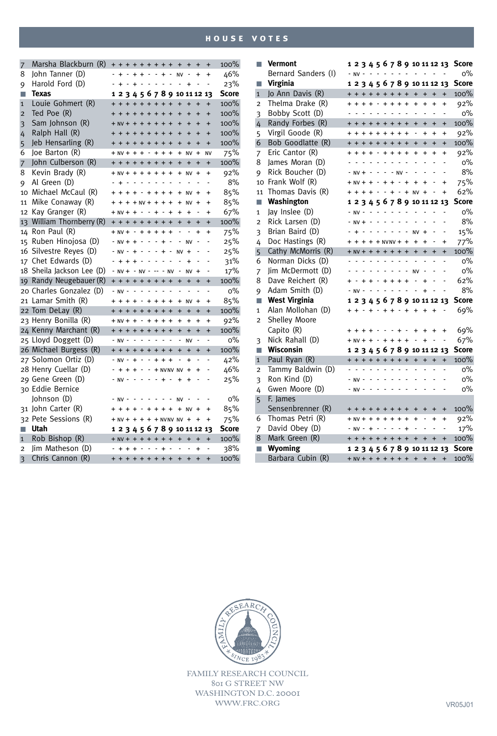## HOUSE VOTES

| | Member | 1 | 2 | 3 | 4 | 5 | 6 | 7 | 8 | 9 | 10 | 11 | 12 | 13 | Score |
|---|---|---|---|---|---|---|---|---|---|---|---|---|---|---|---|
| 7 | Marsha Blackburn (R) | + | + | + | + | + | + | + | + | + | + | + | + | + | 100% |
| 8 | John Tanner (D) | - | + | - | + | + | - | - | + | - | NV | - | + | + | 46% |
| 9 | Harold Ford (D) | - | + | - | + | - | - | - | - | - | - | + | - | - | 23% |
| **Texas** | | | | | | | | | | | | | | | |
| 1 | Louie Gohmert (R) | + | + | + | + | + | + | + | + | + | + | + | + | + | 100% |
| 2 | Ted Poe (R) | + | + | + | + | + | + | + | + | + | + | + | + | + | 100% |
| 3 | Sam Johnson (R) | + | NV | + | + | + | + | + | + | + | + | + | + | + | 100% |
| 4 | Ralph Hall (R) | + | + | + | + | + | + | + | + | + | + | + | + | + | 100% |
| 5 | Jeb Hensarling (R) | + | + | + | + | + | + | + | + | + | + | + | + | + | 100% |
| 6 | Joe Barton (R) | + | NV | + | + | + | - | + | + | + | + | NV | + | NV | 75% |
| 7 | John Culberson (R) | + | + | + | + | + | + | + | + | + | + | + | + | + | 100% |
| 8 | Kevin Brady (R) | + | NV | + | + | + | + | + | + | + | + | NV | + | + | 92% |
| 9 | Al Green (D) | - | + | - | - | - | - | - | - | - | - | - | - | - | 8% |
| 10 | Michael McCaul (R) | + | + | + | + | - | + | + | + | + | + | NV | + | + | 85% |
| 11 | Mike Conaway (R) | + | + | + | + | NV | + | + | + | + | + | NV | + | + | 85% |
| 12 | Kay Granger (R) | + | NV | + | + | - | - | + | - | + | + | + | - | + | 67% |
| 13 | William Thornberry (R) | + | + | + | + | + | + | + | + | + | + | + | + | + | 100% |
| 14 | Ron Paul (R) | + | NV | + | - | + | + | + | + | + | - | - | + | + | 75% |
| 15 | Ruben Hinojosa (D) | - | NV | + | + | - | - | - | + | - | - | NV | - | - | 25% |
| 16 | Silvestre Reyes (D) | - | NV | - | + | - | - | - | + | - | NV | + | - | - | 25% |
| 17 | Chet Edwards (D) | - | + | + | + | - | - | - | - | - | - | + | - | - | 31% |
| 18 | Sheila Jackson Lee (D) | - | NV | + | - | NV | - | - | - | NV | - | NV | + | - | 17% |
| 19 | Randy Neugebauer (R) | + | + | + | + | + | + | + | + | + | + | + | + | + | 100% |
| 20 | Charles Gonzalez (D) | - | NV | - | - | - | - | - | - | - | - | - | - | - | 0% |
| 21 | Lamar Smith (R) | + | + | + | + | - | + | + | + | + | + | NV | + | + | 85% |
| 22 | Tom DeLay (R) | + | + | + | + | + | + | + | + | + | + | + | + | + | 100% |
| 23 | Henry Bonilla (R) | + | NV | + | + | - | + | + | + | + | + | + | + | + | 92% |
| 24 | Kenny Marchant (R) | + | + | + | + | + | + | + | + | + | + | + | + | + | 100% |
| 25 | Lloyd Doggett (D) | - | NV | - | - | - | - | - | - | - | - | NV | - | - | 0% |
| 26 | Michael Burgess (R) | + | + | + | + | + | + | + | + | + | + | + | + | + | 100% |
| 27 | Solomon Ortiz (D) | - | NV | - | + | - | - | + | + | + | - | + | - | - | 42% |
| 28 | Henry Cuellar (D) | - | + | + | + | - | - | + | NV | NV | NV | + | + | - | 46% |
| 29 | Gene Green (D) | - | NV | - | - | - | - | - | + | - | + | + | - | - | 25% |
| 30 | Eddie Bernice Johnson (D) | - | NV | - | - | - | - | - | - | - | NV | - | - | - | 0% |
| 31 | John Carter (R) | + | + | + | + | - | + | + | + | + | + | NV | + | + | 85% |
| 32 | Pete Sessions (R) | + | NV | + | + | + | + | + | NV | NV | NV | + | + | + | 75% |
| **Utah** | | | | | | | | | | | | | | | |
| 1 | Rob Bishop (R) | + | NV | + | + | + | + | + | + | + | + | + | + | + | 100% |
| 2 | Jim Matheson (D) | - | + | + | + | - | - | - | + | - | - | - | + | - | 38% |
| 3 | Chris Cannon (R) | + | + | + | + | + | + | + | + | + | + | + | + | + | 100% |
| **Vermont** | | | | | | | | | | | | | | | |
| | Bernard Sanders (I) | - | NV | - | - | - | - | - | - | - | - | - | - | - | 0% |
| **Virginia** | | | | | | | | | | | | | | | |
| 1 | Jo Ann Davis (R) | + | + | + | + | + | + | + | + | + | + | + | + | + | 100% |
| 2 | Thelma Drake (R) | + | + | + | + | - | + | + | + | + | + | + | + | + | 92% |
| 3 | Bobby Scott (D) | - | - | - | - | - | - | - | - | - | - | - | - | - | 0% |
| 4 | Randy Forbes (R) | + | + | + | + | + | + | + | + | + | + | + | + | + | 100% |
| 5 | Virgil Goode (R) | + | + | + | + | + | + | + | + | + | - | + | + | + | 92% |
| 6 | Bob Goodlatte (R) | + | + | + | + | + | + | + | + | + | + | + | + | + | 100% |
| 7 | Eric Cantor (R) | + | + | + | + | - | + | + | + | + | + | + | + | + | 92% |
| 8 | James Moran (D) | - | - | - | - | - | - | - | - | - | - | - | - | - | 0% |
| 9 | Rick Boucher (D) | - | NV | + | - | - | - | - | NV | - | - | - | - | - | 8% |
| 10 | Frank Wolf (R) | + | NV | + | + | - | + | + | - | + | + | + | - | + | 75% |
| 11 | Thomas Davis (R) | + | + | + | + | - | - | + | - | + | NV | + | - | + | 62% |
| **Washington** | | | | | | | | | | | | | | | |
| 1 | Jay Inslee (D) | - | NV | - | - | - | - | - | - | - | - | - | - | - | 0% |
| 2 | Rick Larsen (D) | - | NV | + | - | - | - | - | - | - | - | - | - | - | 8% |
| 3 | Brian Baird (D) | - | + | - | - | - | - | - | - | - | NV | + | - | - | 15% |
| 4 | Doc Hastings (R) | + | + | + | + | + | NV | NV | + | + | + | + | - | + | 77% |
| 5 | Cathy McMorris (R) | + | NV | + | + | + | + | + | + | + | + | + | + | + | 100% |
| 6 | Norman Dicks (D) | - | - | - | - | - | - | - | - | - | - | - | - | - | 0% |
| 7 | Jim McDermott (D) | - | - | - | - | - | - | - | - | - | NV | - | - | - | 0% |
| 8 | Dave Reichert (R) | + | - | + | + | - | + | + | + | + | - | + | - | - | 62% |
| 9 | Adam Smith (D) | - | NV | - | - | - | - | - | - | - | - | + | - | - | 8% |
| **West Virginia** | | | | | | | | | | | | | | | |
| 1 | Alan Mollohan (D) | + | + | - | + | - | + | + | - | + | + | + | + | - | 69% |
| 2 | Shelley Moore Capito (R) | + | + | + | + | - | - | - | + | - | + | + | + | + | 69% |
| 3 | Nick Rahall (D) | + | NV | + | + | - | + | + | + | + | - | + | - | - | 67% |
| **Wisconsin** | | | | | | | | | | | | | | | |
| 1 | Paul Ryan (R) | + | + | + | + | + | + | + | + | + | + | + | + | + | 100% |
| 2 | Tammy Baldwin (D) | - | - | - | - | - | - | - | - | - | - | - | - | - | 0% |
| 3 | Ron Kind (D) | - | NV | - | - | - | - | - | - | - | - | - | - | - | 0% |
| 4 | Gwen Moore (D) | - | NV | - | - | - | - | - | - | - | - | - | - | - | 0% |
| 5 | F. James Sensenbrenner (R) | + | + | + | + | + | + | + | + | + | + | + | + | + | 100% |
| 6 | Thomas Petri (R) | + | NV | + | + | + | + | + | + | + | + | - | + | + | 92% |
| 7 | David Obey (D) | - | NV | - | + | - | - | - | - | + | - | - | - | - | 17% |
| 8 | Mark Green (R) | + | + | + | + | + | + | + | + | + | + | + | + | + | 100% |
| **Wyoming** | | | | | | | | | | | | | | | |
| | Barbara Cubin (R) | + | NV | + | + | + | + | + | + | + | + | + | + | + | 100% |

FAMILY RESEARCH COUNCIL
801 G STREET NW
WASHINGTON D.C. 20001
WWW.FRC.ORG

VR05J01